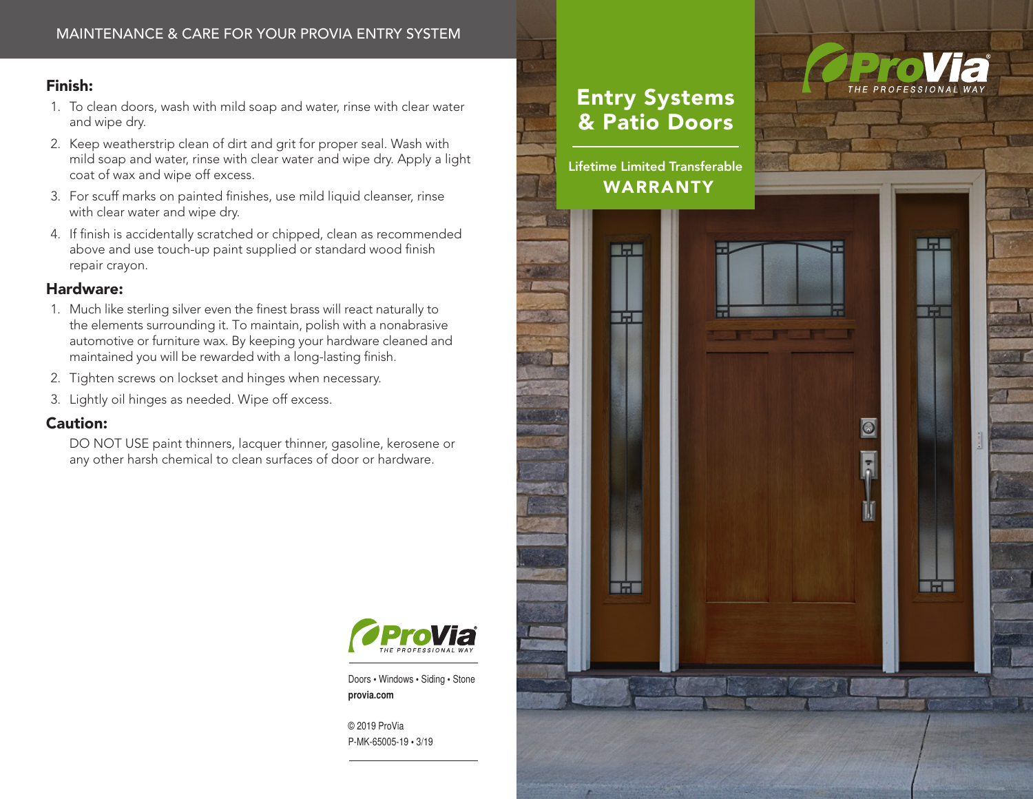# MAINTENANCE & CARE FOR YOUR PROVIA ENTRY SYSTEM

## Finish:

1. To clean doors, wash with mild soap and water, rinse with clear water and wipe dry.
2. Keep weatherstrip clean of dirt and grit for proper seal. Wash with mild soap and water, rinse with clear water and wipe dry. Apply a light coat of wax and wipe off excess.
3. For scuff marks on painted finishes, use mild liquid cleanser, rinse with clear water and wipe dry.
4. If finish is accidentally scratched or chipped, clean as recommended above and use touch-up paint supplied or standard wood finish repair crayon.

## Hardware:

1. Much like sterling silver even the finest brass will react naturally to the elements surrounding it. To maintain, polish with a nonabrasive automotive or furniture wax. By keeping your hardware cleaned and maintained you will be rewarded with a long-lasting finish.
2. Tighten screws on lockset and hinges when necessary.
3. Lightly oil hinges as needed. Wipe off excess.

## Caution:

DO NOT USE paint thinners, lacquer thinner, gasoline, kerosene or any other harsh chemical to clean surfaces of door or hardware.

ProVia
THE PROFESSIONAL WAY

Doors • Windows • Siding • Stone
**provia.com**

© 2019 ProVia
P-MK-65005-19 • 3/19

# Entry Systems & Patio Doors

Lifetime Limited Transferable
**WARRANTY**

ProVia®
THE PROFESSIONAL WAY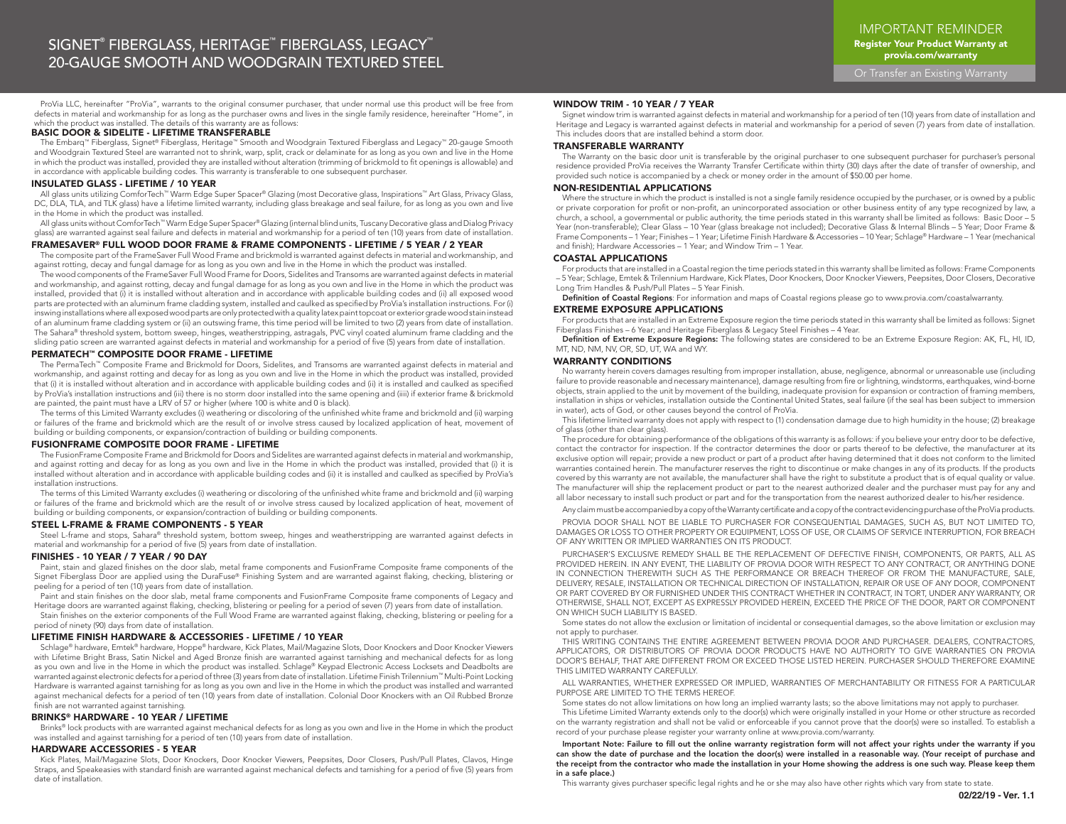# SIGNET® FIBERGLASS, HERITAGE™ FIBERGLASS, LEGACY™ 20-GAUGE SMOOTH AND WOODGRAIN TEXTURED STEEL

IMPORTANT REMINDER

**Register Your Product Warranty at provia.com/warranty**

Or Transfer an Existing Warranty

ProVia LLC, hereinafter "ProVia", warrants to the original consumer purchaser, that under normal use this product will be free from defects in material and workmanship for as long as the purchaser owns and lives in the single family residence, hereinafter "Home", in which the product was installed. The details of this warranty are as follows:

## BASIC DOOR & SIDELITE - LIFETIME TRANSFERABLE

The Embarq™ Fiberglass, Signet® Fiberglass, Heritage™ Smooth and Woodgrain Textured Fiberglass and Legacy™ 20-gauge Smooth and Woodgrain Textured Steel are warranted not to shrink, warp, split, crack or delaminate for as long as you own and live in the Home in which the product was installed, provided they are installed without alteration (trimming of brickmold to fit openings is allowable) and in accordance with applicable building codes. This warranty is transferable to one subsequent purchaser.

## INSULATED GLASS - LIFETIME / 10 YEAR

All glass units utilizing ComforTech™ Warm Edge Super Spacer® Glazing (most Decorative glass, Inspirations™ Art Glass, Privacy Glass, DC, DLA, TLA, and TLK glass) have a lifetime limited warranty, including glass breakage and seal failure, for as long as you own and live in the Home in which the product was installed.

All glass units without ComforTech™ Warm Edge Super Spacer® Glazing (internal blind units, Tuscany Decorative glass and Dialog Privacy glass) are warranted against seal failure and defects in material and workmanship for a period of ten (10) years from date of installation.

## FRAMESAVER® FULL WOOD DOOR FRAME & FRAME COMPONENTS - LIFETIME / 5 YEAR / 2 YEAR

The composite part of the FrameSaver Full Wood Frame and brickmold is warranted against defects in material and workmanship, and against rotting, decay and fungal damage for as long as you own and live in the Home in which the product was installed.

The wood components of the FrameSaver Full Wood Frame for Doors, Sidelites and Transoms are warranted against defects in material and workmanship, and against rotting, decay and fungal damage for as long as you own and live in the Home in which the product was installed, provided that (i) it is installed without alteration and in accordance with applicable building codes and (ii) all exposed wood parts are protected with an aluminum frame cladding system, installed and caulked as specified by ProVia's installation instructions. For (i) inswing installations where all exposed wood parts are only protected with a quality latex paint topcoat or exterior grade wood stain instead of an aluminum frame cladding system or (ii) an outswing frame, this time period will be limited to two (2) years from date of installation. The Sahara® threshold system, bottom sweep, hinges, weatherstripping, astragals, PVC vinyl coated aluminum frame cladding and the sliding patio screen are warranted against defects in material and workmanship for a period of five (5) years from date of installation.

## PERMATECH™ COMPOSITE DOOR FRAME - LIFETIME

The PermaTech™ Composite Frame and Brickmold for Doors, Sidelites, and Transoms are warranted against defects in material and workmanship, and against rotting and decay for as long as you own and live in the Home in which the product was installed, provided that (i) it is installed without alteration and in accordance with applicable building codes and (ii) it is installed and caulked as specified by ProVia's installation instructions and (iii) there is no storm door installed into the same opening and (iiii) if exterior frame & brickmold are painted, the paint must have a LRV of 57 or higher (where 100 is white and 0 is black).

The terms of this Limited Warranty excludes (i) weathering or discoloring of the unfinished white frame and brickmold and (ii) warping or failures of the frame and brickmold which are the result of or involve stress caused by localized application of heat, movement of building or building components, or expansion/contraction of building or building components.

## FUSIONFRAME COMPOSITE DOOR FRAME - LIFETIME

The FusionFrame Composite Frame and Brickmold for Doors and Sidelites are warranted against defects in material and workmanship, and against rotting and decay for as long as you own and live in the Home in which the product was installed, provided that (i) it is installed without alteration and in accordance with applicable building codes and (ii) it is installed and caulked as specified by ProVia's installation instructions.

The terms of this Limited Warranty excludes (i) weathering or discoloring of the unfinished white frame and brickmold and (ii) warping or failures of the frame and brickmold which are the result of or involve stress caused by localized application of heat, movement of building or building components, or expansion/contraction of building or building components.

## STEEL L-FRAME & FRAME COMPONENTS - 5 YEAR

Steel L-frame and stops, Sahara® threshold system, bottom sweep, hinges and weatherstripping are warranted against defects in material and workmanship for a period of five (5) years from date of installation.

## FINISHES - 10 YEAR / 7 YEAR / 90 DAY

Paint, stain and glazed finishes on the door slab, metal frame components and FusionFrame Composite frame components of the Signet Fiberglass Door are applied using the DuraFuse® Finishing System and are warranted against flaking, checking, blistering or peeling for a period of ten (10) years from date of installation.

Paint and stain finishes on the door slab, metal frame components and FusionFrame Composite frame components of Legacy and Heritage doors are warranted against flaking, checking, blistering or peeling for a period of seven (7) years from date of installation.

Stain finishes on the exterior components of the Full Wood Frame are warranted against flaking, checking, blistering or peeling for a period of ninety (90) days from date of installation.

## LIFETIME FINISH HARDWARE & ACCESSORIES - LIFETIME / 10 YEAR

Schlage® hardware, Emtek® hardware, Hoppe® hardware, Kick Plates, Mail/Magazine Slots, Door Knockers and Door Knocker Viewers with Lifetime Bright Brass, Satin Nickel and Aged Bronze finish are warranted against tarnishing and mechanical defects for as long as you own and live in the Home in which the product was installed. Schlage® Keypad Electronic Access Locksets and Deadbolts are warranted against electronic defects for a period of three (3) years from date of installation. Lifetime Finish Trilennium™ Multi-Point Locking Hardware is warranted against tarnishing for as long as you own and live in the Home in which the product was installed and warranted against mechanical defects for a period of ten (10) years from date of installation. Colonial Door Knockers with an Oil Rubbed Bronze finish are not warranted against tarnishing.

## BRINKS® HARDWARE - 10 YEAR / LIFETIME

Brinks® lock products with are warranted against mechanical defects for as long as you own and live in the Home in which the product was installed and against tarnishing for a period of ten (10) years from date of installation.

## HARDWARE ACCESSORIES - 5 YEAR

Kick Plates, Mail/Magazine Slots, Door Knockers, Door Knocker Viewers, Peepsites, Door Closers, Push/Pull Plates, Clavos, Hinge Straps, and Speakeasies with standard finish are warranted against mechanical defects and tarnishing for a period of five (5) years from date of installation.

## WINDOW TRIM - 10 YEAR / 7 YEAR

Signet window trim is warranted against defects in material and workmanship for a period of ten (10) years from date of installation and Heritage and Legacy is warranted against defects in material and workmanship for a period of seven (7) years from date of installation. This includes doors that are installed behind a storm door.

## TRANSFERABLE WARRANTY

The Warranty on the basic door unit is transferable by the original purchaser to one subsequent purchaser for purchaser's personal residence provided ProVia receives the Warranty Transfer Certificate within thirty (30) days after the date of transfer of ownership, and provided such notice is accompanied by a check or money order in the amount of $50.00 per home.

## NON-RESIDENTIAL APPLICATIONS

Where the structure in which the product is installed is not a single family residence occupied by the purchaser, or is owned by a public or private corporation for profit or non-profit, an unincorporated association or other business entity of any type recognized by law, a church, a school, a governmental or public authority, the time periods stated in this warranty shall be limited as follows: Basic Door – 5 Year (non-transferable); Clear Glass – 10 Year (glass breakage not included); Decorative Glass & Internal Blinds – 5 Year; Door Frame & Frame Components – 1 Year; Finishes – 1 Year; Lifetime Finish Hardware & Accessories – 10 Year; Schlage® Hardware – 1 Year (mechanical and finish); Hardware Accessories – 1 Year; and Window Trim – 1 Year.

## COASTAL APPLICATIONS

For products that are installed in a Coastal region the time periods stated in this warranty shall be limited as follows: Frame Components – 5 Year; Schlage, Emtek & Trilennium Hardware, Kick Plates, Door Knockers, Door Knocker Viewers, Peepsites, Door Closers, Decorative Long Trim Handles & Push/Pull Plates – 5 Year Finish.

**Definition of Coastal Regions**: For information and maps of Coastal regions please go to www.provia.com/coastalwarranty.

## EXTREME EXPOSURE APPLICATIONS

For products that are installed in an Extreme Exposure region the time periods stated in this warranty shall be limited as follows: Signet Fiberglass Finishes – 6 Year; and Heritage Fiberglass & Legacy Steel Finishes – 4 Year.

**Definition of Extreme Exposure Regions:** The following states are considered to be an Extreme Exposure Region: AK, FL, HI, ID, MT, ND, NM, NV, OR, SD, UT, WA and WY.

## WARRANTY CONDITIONS

No warranty herein covers damages resulting from improper installation, abuse, negligence, abnormal or unreasonable use (including failure to provide reasonable and necessary maintenance), damage resulting from fire or lightning, windstorms, earthquakes, wind-borne objects, strain applied to the unit by movement of the building, inadequate provision for expansion or contraction of framing members, installation in ships or vehicles, installation outside the Continental United States, seal failure (if the seal has been subject to immersion in water), acts of God, or other causes beyond the control of ProVia.

This lifetime limited warranty does not apply with respect to (1) condensation damage due to high humidity in the house; (2) breakage of glass (other than clear glass).

The procedure for obtaining performance of the obligations of this warranty is as follows: if you believe your entry door to be defective, contact the contractor for inspection. If the contractor determines the door or parts thereof to be defective, the manufacturer at its exclusive option will repair; provide a new product or part of a product after having determined that it does not conform to the limited warranties contained herein. The manufacturer reserves the right to discontinue or make changes in any of its products. If the products covered by this warranty are not available, the manufacturer shall have the right to substitute a product that is of equal quality or value. The manufacturer will ship the replacement product or part to the nearest authorized dealer and the purchaser must pay for any and all labor necessary to install such product or part and for the transportation from the nearest authorized dealer to his/her residence.

Any claim must be accompanied by a copy of the Warranty certificate and a copy of the contract evidencing purchase of the ProVia products.

PROVIA DOOR SHALL NOT BE LIABLE TO PURCHASER FOR CONSEQUENTIAL DAMAGES, SUCH AS, BUT NOT LIMITED TO, DAMAGES OR LOSS TO OTHER PROPERTY OR EQUIPMENT, LOSS OF USE, OR CLAIMS OF SERVICE INTERRUPTION, FOR BREACH OF ANY WRITTEN OR IMPLIED WARRANTIES ON ITS PRODUCT.

PURCHASER'S EXCLUSIVE REMEDY SHALL BE THE REPLACEMENT OF DEFECTIVE FINISH, COMPONENTS, OR PARTS, ALL AS PROVIDED HEREIN. IN ANY EVENT, THE LIABILITY OF PROVIA DOOR WITH RESPECT TO ANY CONTRACT, OR ANYTHING DONE IN CONNECTION THEREWITH SUCH AS THE PERFORMANCE OR BREACH THEREOF OR FROM THE MANUFACTURE, SALE, DELIVERY, RESALE, INSTALLATION OR TECHNICAL DIRECTION OF INSTALLATION, REPAIR OR USE OF ANY DOOR, COMPONENT OR PART COVERED BY OR FURNISHED UNDER THIS CONTRACT WHETHER IN CONTRACT, IN TORT, UNDER ANY WARRANTY, OR OTHERWISE, SHALL NOT, EXCEPT AS EXPRESSLY PROVIDED HEREIN, EXCEED THE PRICE OF THE DOOR, PART OR COMPONENT ON WHICH SUCH LIABILITY IS BASED.

Some states do not allow the exclusion or limitation of incidental or consequential damages, so the above limitation or exclusion may not apply to purchaser.

THIS WRITING CONTAINS THE ENTIRE AGREEMENT BETWEEN PROVIA DOOR AND PURCHASER. DEALERS, CONTRACTORS, APPLICATORS, OR DISTRIBUTORS OF PROVIA DOOR PRODUCTS HAVE NO AUTHORITY TO GIVE WARRANTIES ON PROVIA DOOR'S BEHALF, THAT ARE DIFFERENT FROM OR EXCEED THOSE LISTED HEREIN. PURCHASER SHOULD THEREFORE EXAMINE THIS LIMITED WARRANTY CAREFULLY.

ALL WARRANTIES, WHETHER EXPRESSED OR IMPLIED, WARRANTIES OF MERCHANTABILITY OR FITNESS FOR A PARTICULAR PURPOSE ARE LIMITED TO THE TERMS HEREOF.

Some states do not allow limitations on how long an implied warranty lasts; so the above limitations may not apply to purchaser.

This Lifetime Limited Warranty extends only to the door(s) which were originally installed in your Home or other structure as recorded on the warranty registration and shall not be valid or enforceable if you cannot prove that the door(s) were so installed. To establish a record of your purchase please register your warranty online at www.provia.com/warranty.

**Important Note: Failure to fill out the online warranty registration form will not affect your rights under the warranty if you can show the date of purchase and the location the door(s) were installed in a reasonable way. (Your receipt of purchase and the receipt from the contractor who made the installation in your Home showing the address is one such way. Please keep them in a safe place.)**

This warranty gives purchaser specific legal rights and he or she may also have other rights which vary from state to state.

**02/22/19 - Ver. 1.1**